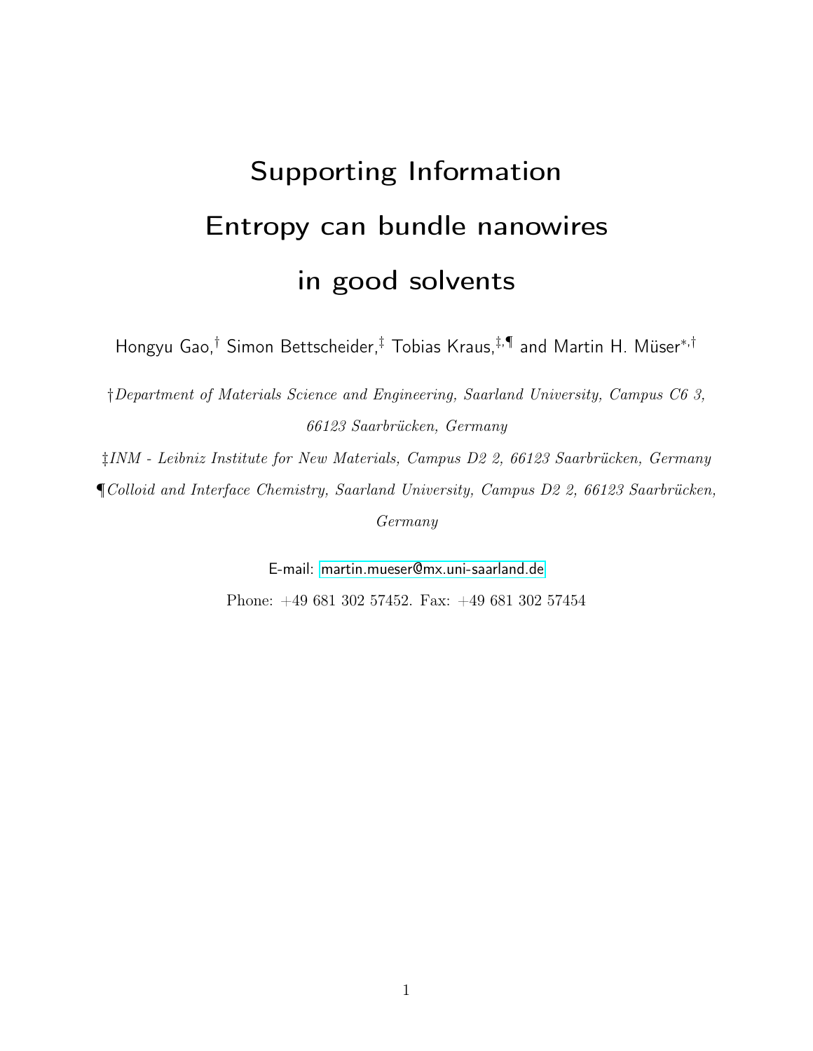# Supporting Information

# Entropy can bundle nanowires in good solvents

Hongyu Gao,[†] Simon Bettscheider,[‡] Tobias Kraus,[‡,¶] and Martin H. Müser[*,†]

[†]*Department of Materials Science and Engineering, Saarland University, Campus C6 3, 66123 Saarbrücken, Germany*

[‡]*INM - Leibniz Institute for New Materials, Campus D2 2, 66123 Saarbrücken, Germany*

[¶]*Colloid and Interface Chemistry, Saarland University, Campus D2 2, 66123 Saarbrücken, Germany*

E-mail: martin.mueser@mx.uni-saarland.de

Phone: +49 681 302 57452. Fax: +49 681 302 57454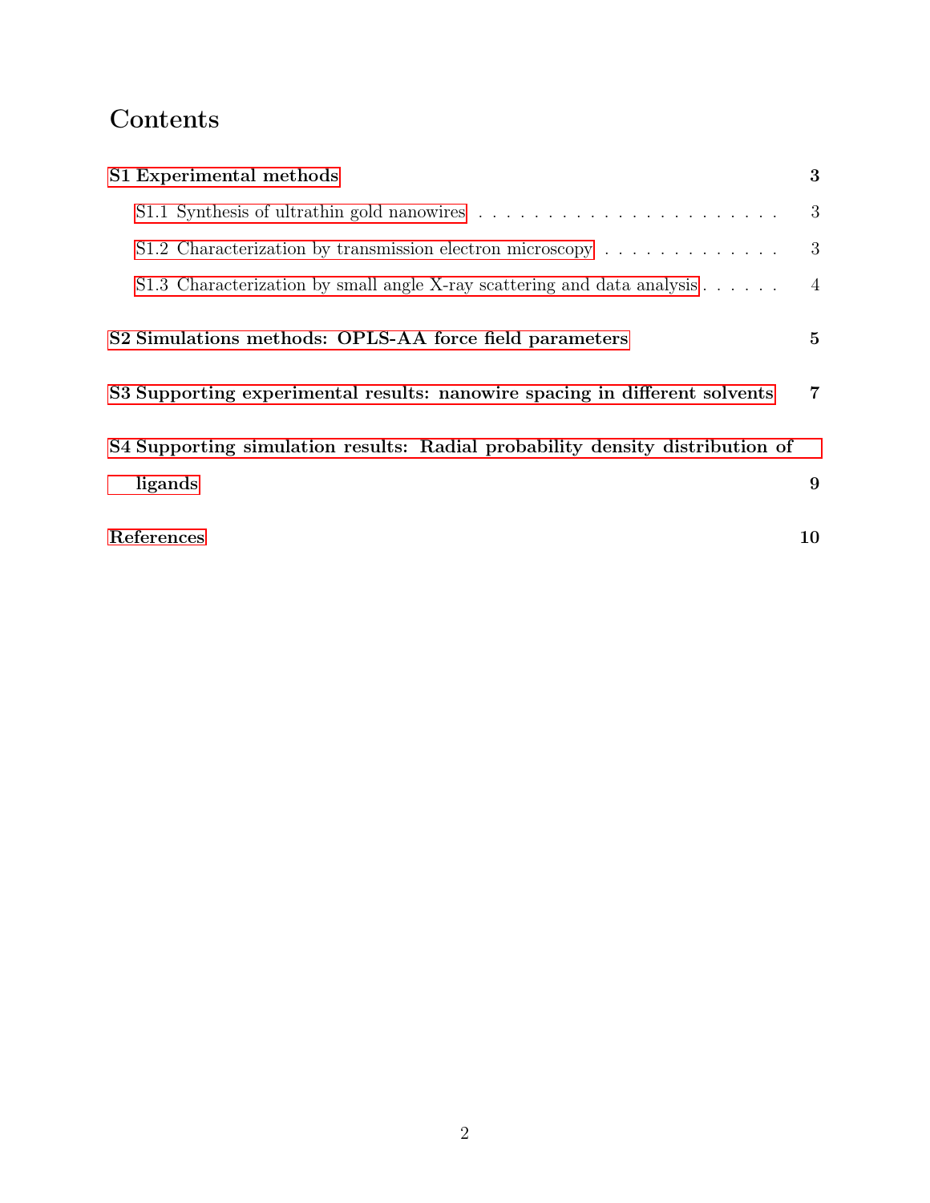# Contents

**S1 Experimental methods** **3**

- S1.1 Synthesis of ultrathin gold nanowires . . . . . . . . . . . . . . . . . . . . . . . 3
- S1.2 Characterization by transmission electron microscopy . . . . . . . . . . . . . 3
- S1.3 Characterization by small angle X-ray scattering and data analysis . . . . . . 4

**S2 Simulations methods: OPLS-AA force field parameters** **5**

**S3 Supporting experimental results: nanowire spacing in different solvents** **7**

**S4 Supporting simulation results: Radial probability density distribution of ligands** **9**

**References** **10**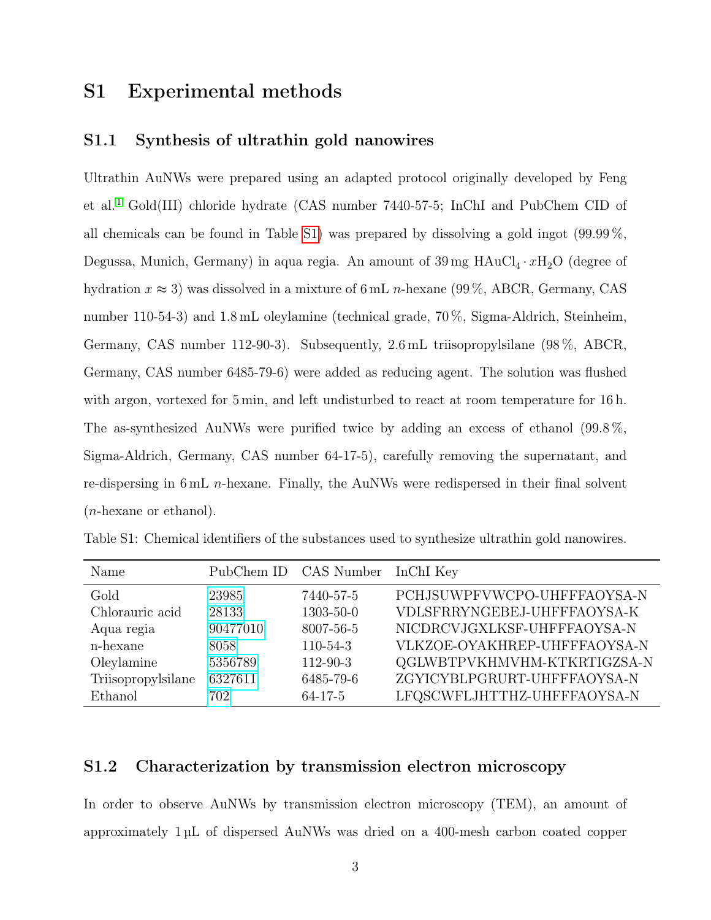# S1 Experimental methods

## S1.1 Synthesis of ultrathin gold nanowires

Ultrathin AuNWs were prepared using an adapted protocol originally developed by Feng et al.[1] Gold(III) chloride hydrate (CAS number 7440-57-5; InChI and PubChem CID of all chemicals can be found in Table S1) was prepared by dissolving a gold ingot (99.99 %, Degussa, Munich, Germany) in aqua regia. An amount of 39 mg $HAuCl_4 \cdot xH_2O$ (degree of hydration $x \approx 3$) was dissolved in a mixture of 6 mL *n*-hexane (99 %, ABCR, Germany, CAS number 110-54-3) and 1.8 mL oleylamine (technical grade, 70 %, Sigma-Aldrich, Steinheim, Germany, CAS number 112-90-3). Subsequently, 2.6 mL triisopropylsilane (98 %, ABCR, Germany, CAS number 6485-79-6) were added as reducing agent. The solution was flushed with argon, vortexed for 5 min, and left undisturbed to react at room temperature for 16 h. The as-synthesized AuNWs were purified twice by adding an excess of ethanol (99.8 %, Sigma-Aldrich, Germany, CAS number 64-17-5), carefully removing the supernatant, and re-dispersing in 6 mL *n*-hexane. Finally, the AuNWs were redispersed in their final solvent (*n*-hexane or ethanol).

Table S1: Chemical identifiers of the substances used to synthesize ultrathin gold nanowires.

| Name | PubChem ID | CAS Number | InChI Key |
|---|---|---|---|
| Gold | 23985 | 7440-57-5 | PCHJSUWPFVWCPO-UHFFFAOYSA-N |
| Chlorauric acid | 28133 | 1303-50-0 | VDLSFRRYNGEBEJ-UHFFFAOYSA-K |
| Aqua regia | 90477010 | 8007-56-5 | NICDRCVJGXLKSF-UHFFFAOYSA-N |
| n-hexane | 8058 | 110-54-3 | VLKZOE-OYAKHREP-UHFFFAOYSA-N |
| Oleylamine | 5356789 | 112-90-3 | QGLWBTPVKHMVHM-KTKRTIGZSA-N |
| Triisopropylsilane | 6327611 | 6485-79-6 | ZGYICYBLPGRURT-UHFFFAOYSA-N |
| Ethanol | 702 | 64-17-5 | LFQSCWFLJHTTHZ-UHFFFAOYSA-N |

## S1.2 Characterization by transmission electron microscopy

In order to observe AuNWs by transmission electron microscopy (TEM), an amount of approximately 1 µL of dispersed AuNWs was dried on a 400-mesh carbon coated copper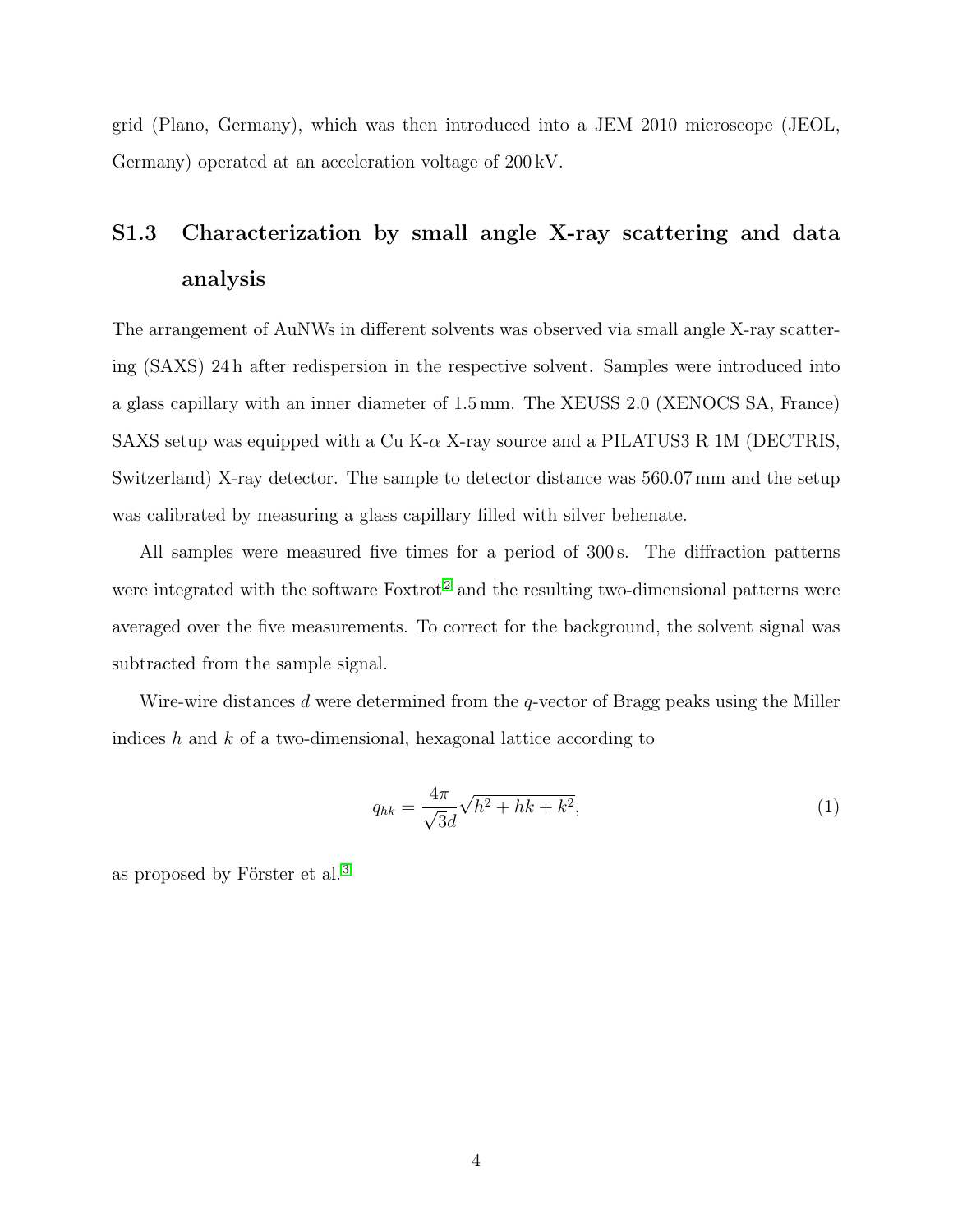grid (Plano, Germany), which was then introduced into a JEM 2010 microscope (JEOL, Germany) operated at an acceleration voltage of 200 kV.

## S1.3 Characterization by small angle X-ray scattering and data analysis

The arrangement of AuNWs in different solvents was observed via small angle X-ray scattering (SAXS) 24 h after redispersion in the respective solvent. Samples were introduced into a glass capillary with an inner diameter of 1.5 mm. The XEUSS 2.0 (XENOCS SA, France) SAXS setup was equipped with a Cu K-$\alpha$ X-ray source and a PILATUS3 R 1M (DECTRIS, Switzerland) X-ray detector. The sample to detector distance was 560.07 mm and the setup was calibrated by measuring a glass capillary filled with silver behenate.

All samples were measured five times for a period of 300 s. The diffraction patterns were integrated with the software Foxtrot[2] and the resulting two-dimensional patterns were averaged over the five measurements. To correct for the background, the solvent signal was subtracted from the sample signal.

Wire-wire distances $d$ were determined from the $q$-vector of Bragg peaks using the Miller indices $h$ and $k$ of a two-dimensional, hexagonal lattice according to

$$q_{hk} = \frac{4\pi}{\sqrt{3}d}\sqrt{h^2 + hk + k^2}, \tag{1}$$

as proposed by Förster et al.[3]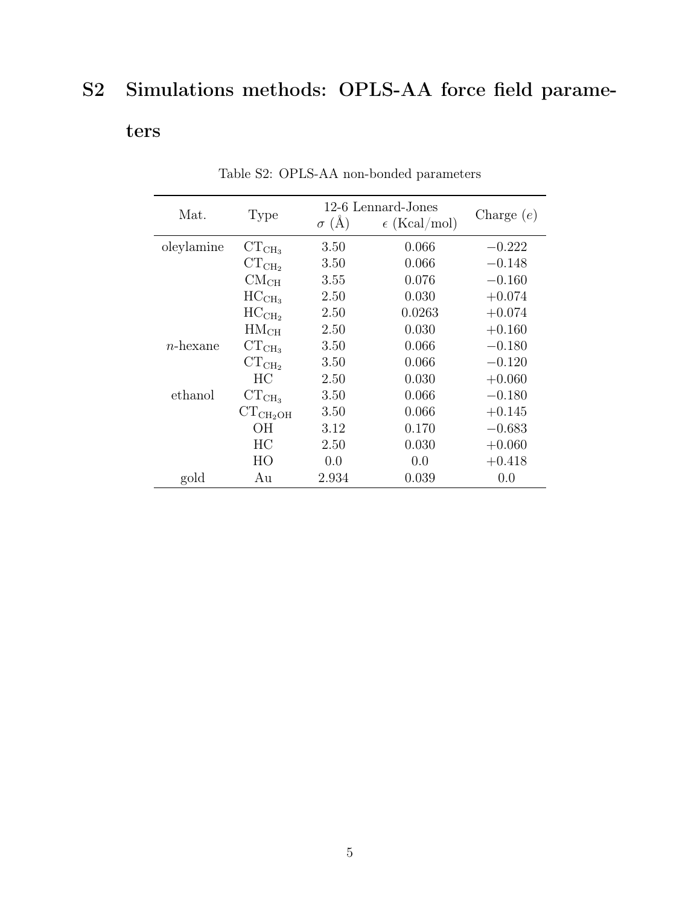## S2 Simulations methods: OPLS-AA force field parameters

Table S2: OPLS-AA non-bonded parameters

| Mat. | Type | 12-6 Lennard-Jones $\sigma$ (Å) | $\epsilon$ (Kcal/mol) | Charge ($e$) |
|---|---|---|---|---|
| oleylamine | $CT_{CH_3}$ | 3.50 | 0.066 | $-0.222$ |
| | $CT_{CH_2}$ | 3.50 | 0.066 | $-0.148$ |
| | $CM_{CH}$ | 3.55 | 0.076 | $-0.160$ |
| | $HC_{CH_3}$ | 2.50 | 0.030 | $+0.074$ |
| | $HC_{CH_2}$ | 2.50 | 0.0263 | $+0.074$ |
| | $HM_{CH}$ | 2.50 | 0.030 | $+0.160$ |
| $n$-hexane | $CT_{CH_3}$ | 3.50 | 0.066 | $-0.180$ |
| | $CT_{CH_2}$ | 3.50 | 0.066 | $-0.120$ |
| | HC | 2.50 | 0.030 | $+0.060$ |
| ethanol | $CT_{CH_3}$ | 3.50 | 0.066 | $-0.180$ |
| | $CT_{CH_2OH}$ | 3.50 | 0.066 | $+0.145$ |
| | OH | 3.12 | 0.170 | $-0.683$ |
| | HC | 2.50 | 0.030 | $+0.060$ |
| | HO | 0.0 | 0.0 | $+0.418$ |
| gold | Au | 2.934 | 0.039 | 0.0 |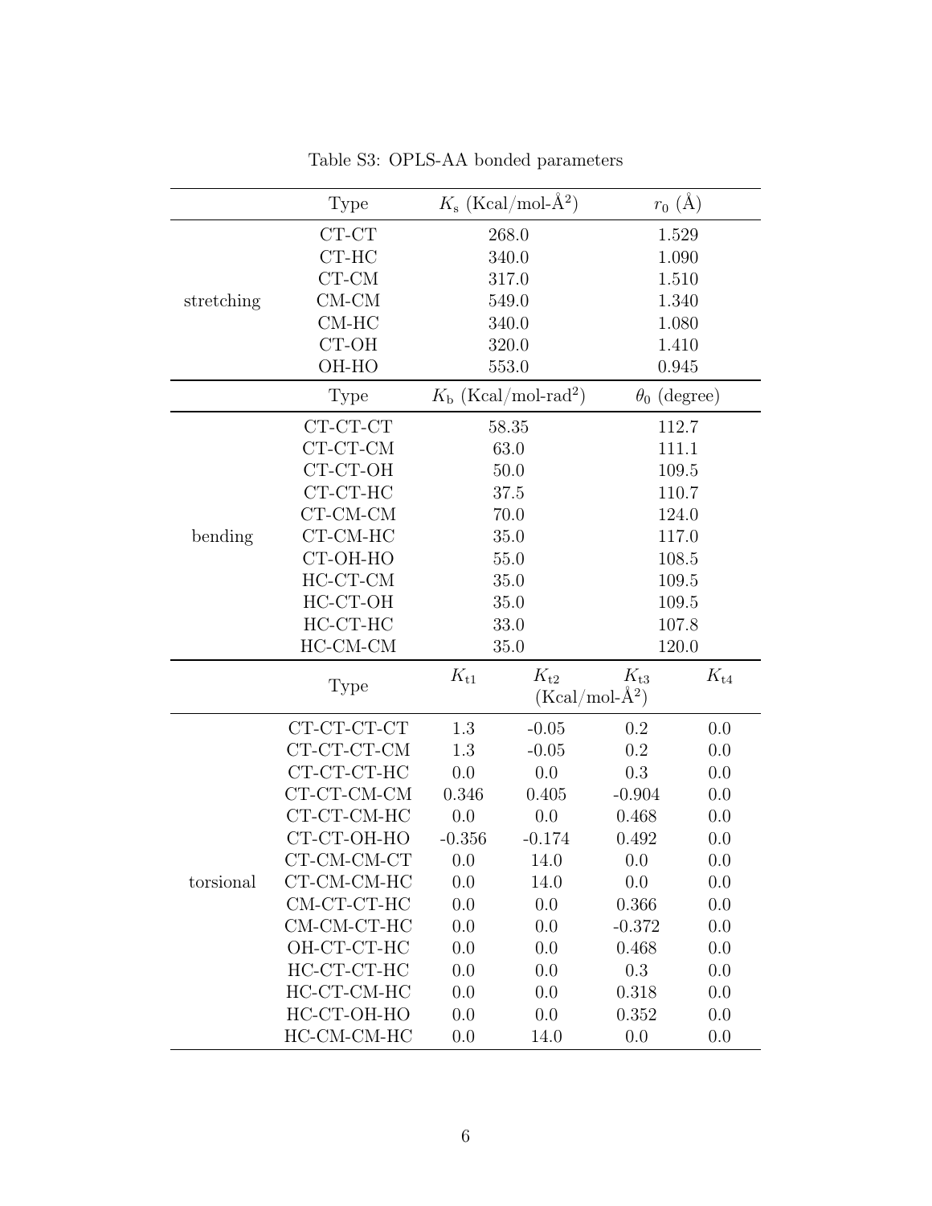Table S3: OPLS-AA bonded parameters

| | Type | $K_s$ (Kcal/mol-Å$^2$) | | $r_0$ (Å) | |
|---|---|---|---|---|---|
| stretching | CT-CT | 268.0 | | 1.529 | |
| | CT-HC | 340.0 | | 1.090 | |
| | CT-CM | 317.0 | | 1.510 | |
| | CM-CM | 549.0 | | 1.340 | |
| | CM-HC | 340.0 | | 1.080 | |
| | CT-OH | 320.0 | | 1.410 | |
| | OH-HO | 553.0 | | 0.945 | |
| | Type | $K_b$ (Kcal/mol-rad$^2$) | | $\theta_0$ (degree) | |
| bending | CT-CT-CT | 58.35 | | 112.7 | |
| | CT-CT-CM | 63.0 | | 111.1 | |
| | CT-CT-OH | 50.0 | | 109.5 | |
| | CT-CT-HC | 37.5 | | 110.7 | |
| | CT-CM-CM | 70.0 | | 124.0 | |
| | CT-CM-HC | 35.0 | | 117.0 | |
| | CT-OH-HO | 55.0 | | 108.5 | |
| | HC-CT-CM | 35.0 | | 109.5 | |
| | HC-CT-OH | 35.0 | | 109.5 | |
| | HC-CT-HC | 33.0 | | 107.8 | |
| | HC-CM-CM | 35.0 | | 120.0 | |
| | Type | $K_{t1}$ | $K_{t2}$ (Kcal/mol-Å$^2$) | $K_{t3}$ | $K_{t4}$ |
| torsional | CT-CT-CT-CT | 1.3 | -0.05 | 0.2 | 0.0 |
| | CT-CT-CT-CM | 1.3 | -0.05 | 0.2 | 0.0 |
| | CT-CT-CT-HC | 0.0 | 0.0 | 0.3 | 0.0 |
| | CT-CT-CM-CM | 0.346 | 0.405 | -0.904 | 0.0 |
| | CT-CT-CM-HC | 0.0 | 0.0 | 0.468 | 0.0 |
| | CT-CT-OH-HO | -0.356 | -0.174 | 0.492 | 0.0 |
| | CT-CM-CM-CT | 0.0 | 14.0 | 0.0 | 0.0 |
| | CT-CM-CM-HC | 0.0 | 14.0 | 0.0 | 0.0 |
| | CM-CT-CT-HC | 0.0 | 0.0 | 0.366 | 0.0 |
| | CM-CM-CT-HC | 0.0 | 0.0 | -0.372 | 0.0 |
| | OH-CT-CT-HC | 0.0 | 0.0 | 0.468 | 0.0 |
| | HC-CT-CT-HC | 0.0 | 0.0 | 0.3 | 0.0 |
| | HC-CT-CM-HC | 0.0 | 0.0 | 0.318 | 0.0 |
| | HC-CT-OH-HO | 0.0 | 0.0 | 0.352 | 0.0 |
| | HC-CM-CM-HC | 0.0 | 14.0 | 0.0 | 0.0 |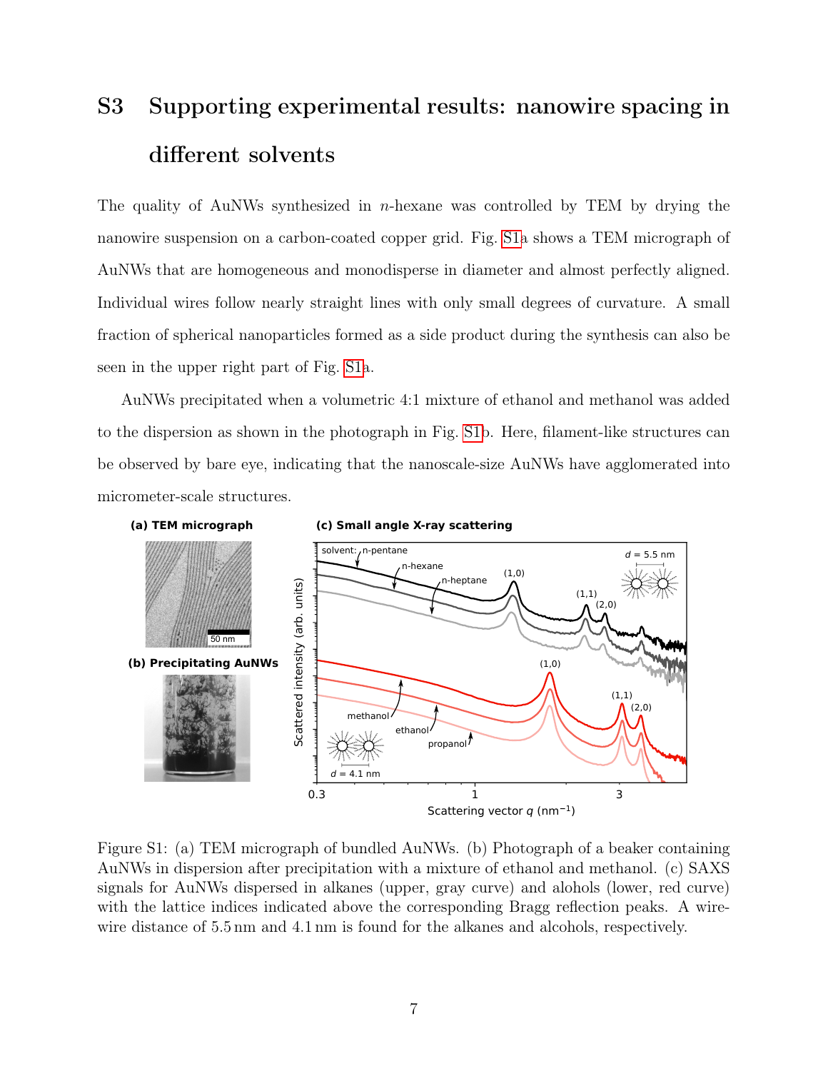## S3 Supporting experimental results: nanowire spacing in different solvents

The quality of AuNWs synthesized in $n$-hexane was controlled by TEM by drying the nanowire suspension on a carbon-coated copper grid. Fig. S1a shows a TEM micrograph of AuNWs that are homogeneous and monodisperse in diameter and almost perfectly aligned. Individual wires follow nearly straight lines with only small degrees of curvature. A small fraction of spherical nanoparticles formed as a side product during the synthesis can also be seen in the upper right part of Fig. S1a.

AuNWs precipitated when a volumetric 4:1 mixture of ethanol and methanol was added to the dispersion as shown in the photograph in Fig. S1b. Here, filament-like structures can be observed by bare eye, indicating that the nanoscale-size AuNWs have agglomerated into micrometer-scale structures.

Figure S1: (a) TEM micrograph of bundled AuNWs. (b) Photograph of a beaker containing AuNWs in dispersion after precipitation with a mixture of ethanol and methanol. (c) SAXS signals for AuNWs dispersed in alkanes (upper, gray curve) and alohols (lower, red curve) with the lattice indices indicated above the corresponding Bragg reflection peaks. A wire-wire distance of 5.5 nm and 4.1 nm is found for the alkanes and alcohols, respectively.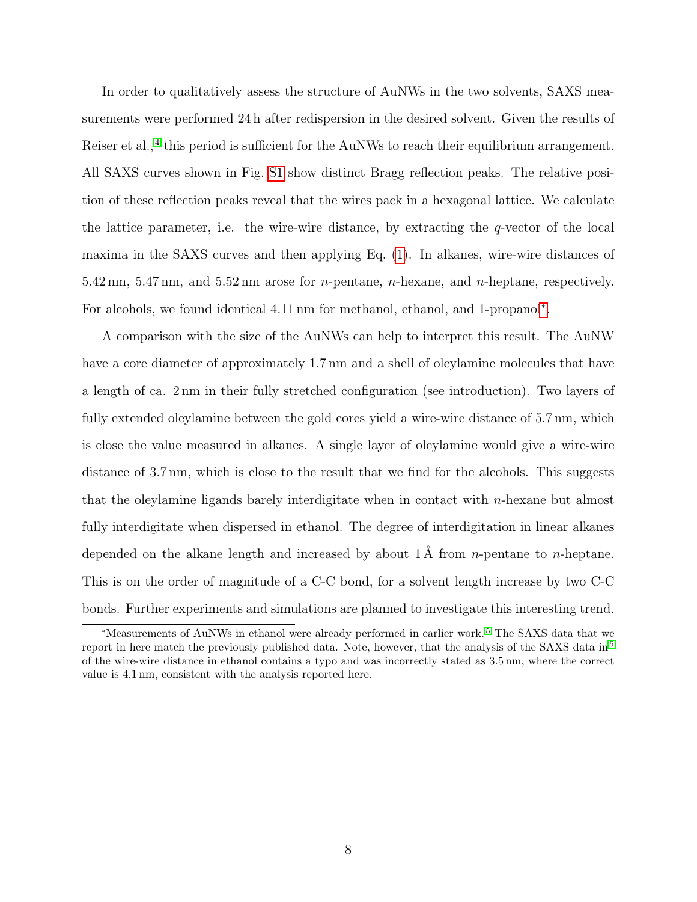In order to qualitatively assess the structure of AuNWs in the two solvents, SAXS measurements were performed 24 h after redispersion in the desired solvent. Given the results of Reiser et al.,[4] this period is sufficient for the AuNWs to reach their equilibrium arrangement. All SAXS curves shown in Fig. S1 show distinct Bragg reflection peaks. The relative position of these reflection peaks reveal that the wires pack in a hexagonal lattice. We calculate the lattice parameter, i.e. the wire-wire distance, by extracting the $q$-vector of the local maxima in the SAXS curves and then applying Eq. (1). In alkanes, wire-wire distances of 5.42 nm, 5.47 nm, and 5.52 nm arose for $n$-pentane, $n$-hexane, and $n$-heptane, respectively. For alcohols, we found identical 4.11 nm for methanol, ethanol, and 1-propanol[*].

A comparison with the size of the AuNWs can help to interpret this result. The AuNW have a core diameter of approximately 1.7 nm and a shell of oleylamine molecules that have a length of ca. 2 nm in their fully stretched configuration (see introduction). Two layers of fully extended oleylamine between the gold cores yield a wire-wire distance of 5.7 nm, which is close the value measured in alkanes. A single layer of oleylamine would give a wire-wire distance of 3.7 nm, which is close to the result that we find for the alcohols. This suggests that the oleylamine ligands barely interdigitate when in contact with $n$-hexane but almost fully interdigitate when dispersed in ethanol. The degree of interdigitation in linear alkanes depended on the alkane length and increased by about 1 Å from $n$-pentane to $n$-heptane. This is on the order of magnitude of a C-C bond, for a solvent length increase by two C-C bonds. Further experiments and simulations are planned to investigate this interesting trend.

[*] Measurements of AuNWs in ethanol were already performed in earlier work.[5] The SAXS data that we report in here match the previously published data. Note, however, that the analysis of the SAXS data in[5] of the wire-wire distance in ethanol contains a typo and was incorrectly stated as 3.5 nm, where the correct value is 4.1 nm, consistent with the analysis reported here.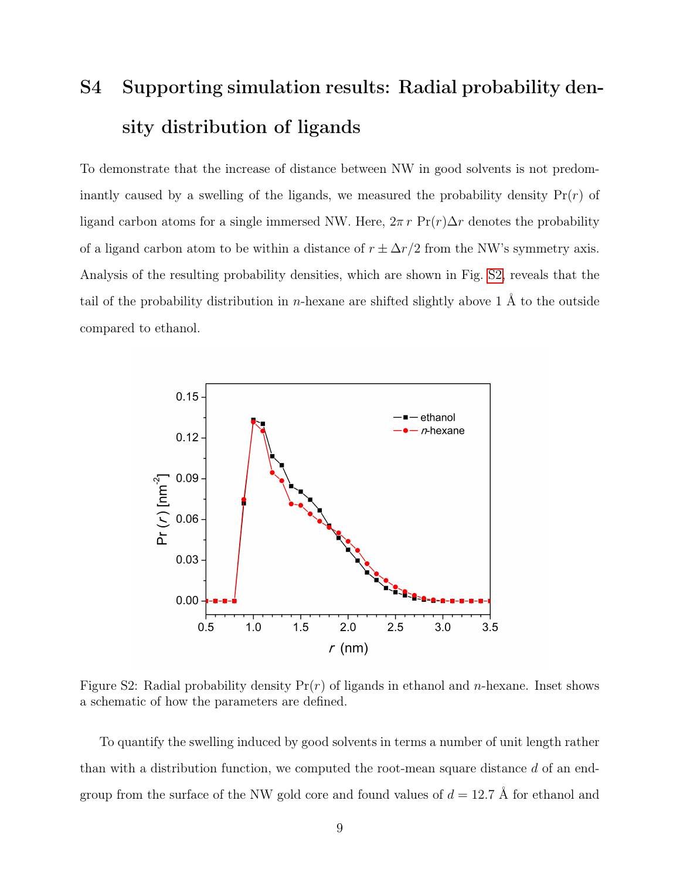# S4 Supporting simulation results: Radial probability density distribution of ligands

To demonstrate that the increase of distance between NW in good solvents is not predominantly caused by a swelling of the ligands, we measured the probability density $\Pr(r)$ of ligand carbon atoms for a single immersed NW. Here, $2\pi\, r\, \Pr(r)\Delta r$ denotes the probability of a ligand carbon atom to be within a distance of $r \pm \Delta r/2$ from the NW's symmetry axis. Analysis of the resulting probability densities, which are shown in Fig. S2, reveals that the tail of the probability distribution in *n*-hexane are shifted slightly above 1 Å to the outside compared to ethanol.

Figure S2: Radial probability density $\Pr(r)$ of ligands in ethanol and *n*-hexane. Inset shows a schematic of how the parameters are defined.

To quantify the swelling induced by good solvents in terms a number of unit length rather than with a distribution function, we computed the root-mean square distance $d$ of an end-group from the surface of the NW gold core and found values of $d = 12.7$ Å for ethanol and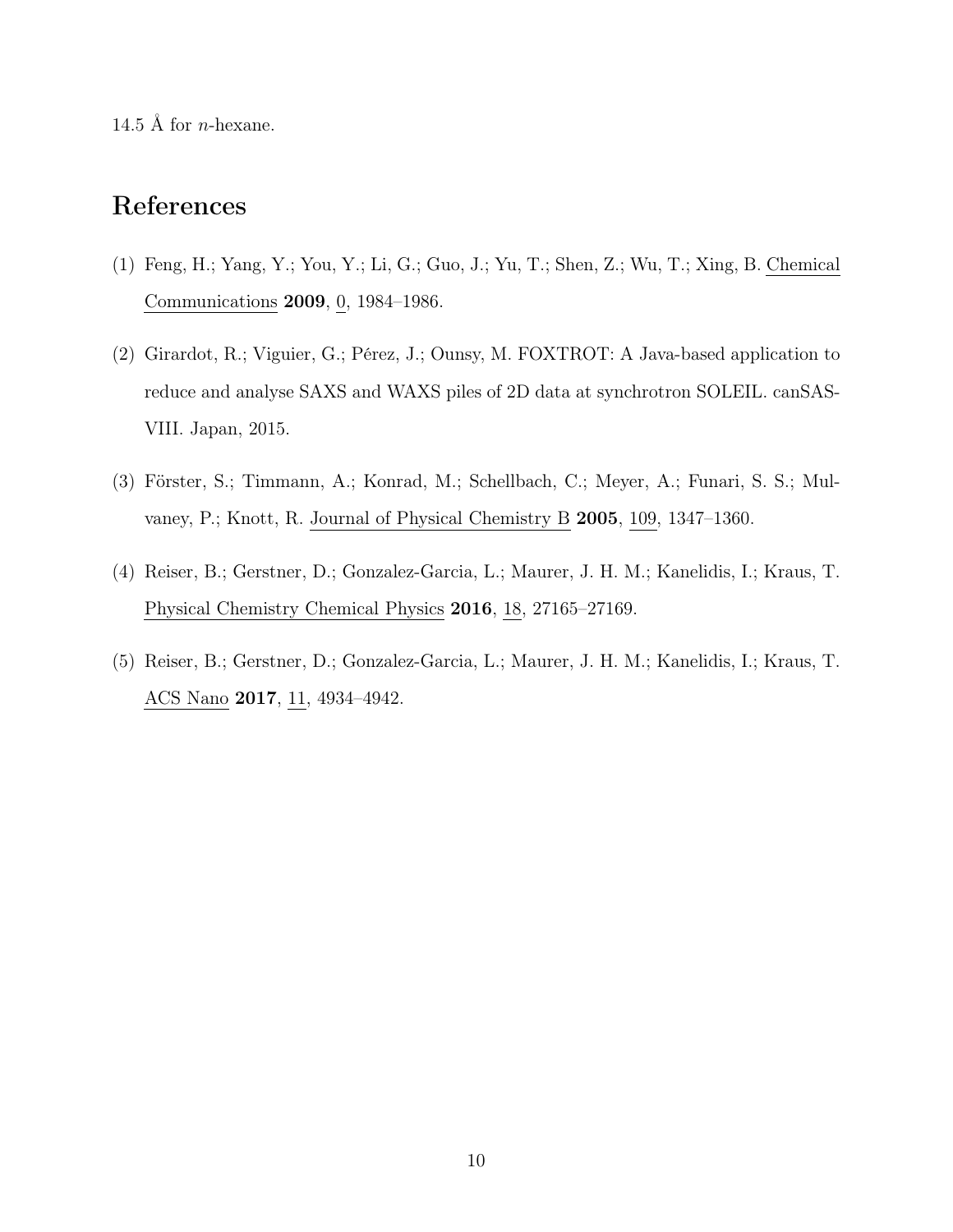14.5 Å for *n*-hexane.

# References

(1) Feng, H.; Yang, Y.; You, Y.; Li, G.; Guo, J.; Yu, T.; Shen, Z.; Wu, T.; Xing, B. Chemical Communications **2009**, 0, 1984–1986.

(2) Girardot, R.; Viguier, G.; Pérez, J.; Ounsy, M. FOXTROT: A Java-based application to reduce and analyse SAXS and WAXS piles of 2D data at synchrotron SOLEIL. canSAS-VIII. Japan, 2015.

(3) Förster, S.; Timmann, A.; Konrad, M.; Schellbach, C.; Meyer, A.; Funari, S. S.; Mulvaney, P.; Knott, R. Journal of Physical Chemistry B **2005**, 109, 1347–1360.

(4) Reiser, B.; Gerstner, D.; Gonzalez-Garcia, L.; Maurer, J. H. M.; Kanelidis, I.; Kraus, T. Physical Chemistry Chemical Physics **2016**, 18, 27165–27169.

(5) Reiser, B.; Gerstner, D.; Gonzalez-Garcia, L.; Maurer, J. H. M.; Kanelidis, I.; Kraus, T. ACS Nano **2017**, 11, 4934–4942.